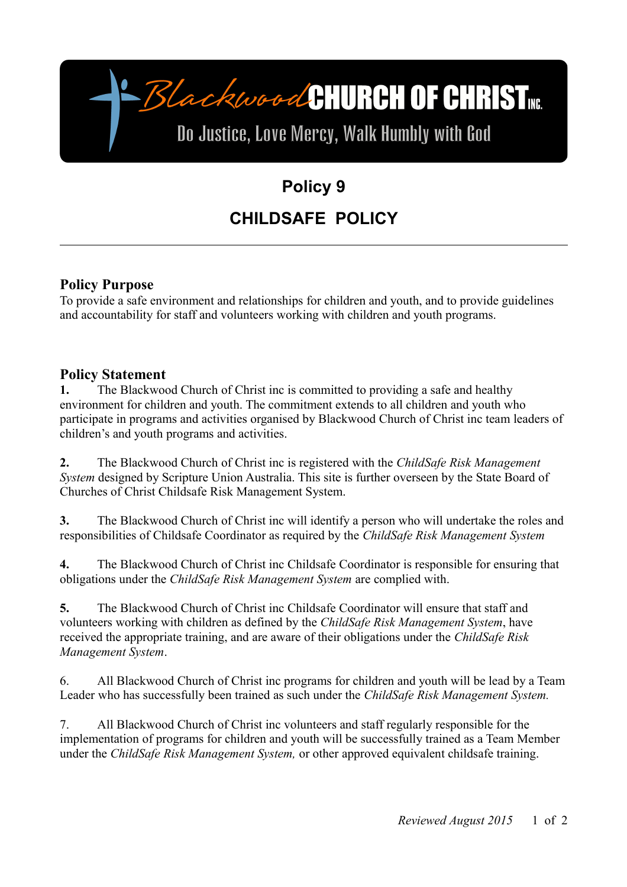Blackwood **CHURCH OF CHRIST INC.**

Do Justice, Love Mercy, Walk Humbly with God

# Policy 9

# CHILDSAFE POLICY

---

## Policy Purpose

To provide a safe environment and relationships for children and youth, and to provide guidelines and accountability for staff and volunteers working with children and youth programs.

## Policy Statement

**1.** The Blackwood Church of Christ inc is committed to providing a safe and healthy environment for children and youth. The commitment extends to all children and youth who participate in programs and activities organised by Blackwood Church of Christ inc team leaders of children's and youth programs and activities.

**2.** The Blackwood Church of Christ inc is registered with the *ChildSafe Risk Management System* designed by Scripture Union Australia. This site is further overseen by the State Board of Churches of Christ Childsafe Risk Management System.

**3.** The Blackwood Church of Christ inc will identify a person who will undertake the roles and responsibilities of Childsafe Coordinator as required by the *ChildSafe Risk Management System*

**4.** The Blackwood Church of Christ inc Childsafe Coordinator is responsible for ensuring that obligations under the *ChildSafe Risk Management System* are complied with.

**5.** The Blackwood Church of Christ inc Childsafe Coordinator will ensure that staff and volunteers working with children as defined by the *ChildSafe Risk Management System*, have received the appropriate training, and are aware of their obligations under the *ChildSafe Risk Management System*.

6. All Blackwood Church of Christ inc programs for children and youth will be lead by a Team Leader who has successfully been trained as such under the *ChildSafe Risk Management System.*

7. All Blackwood Church of Christ inc volunteers and staff regularly responsible for the implementation of programs for children and youth will be successfully trained as a Team Member under the *ChildSafe Risk Management System,* or other approved equivalent childsafe training.

*Reviewed August 2015*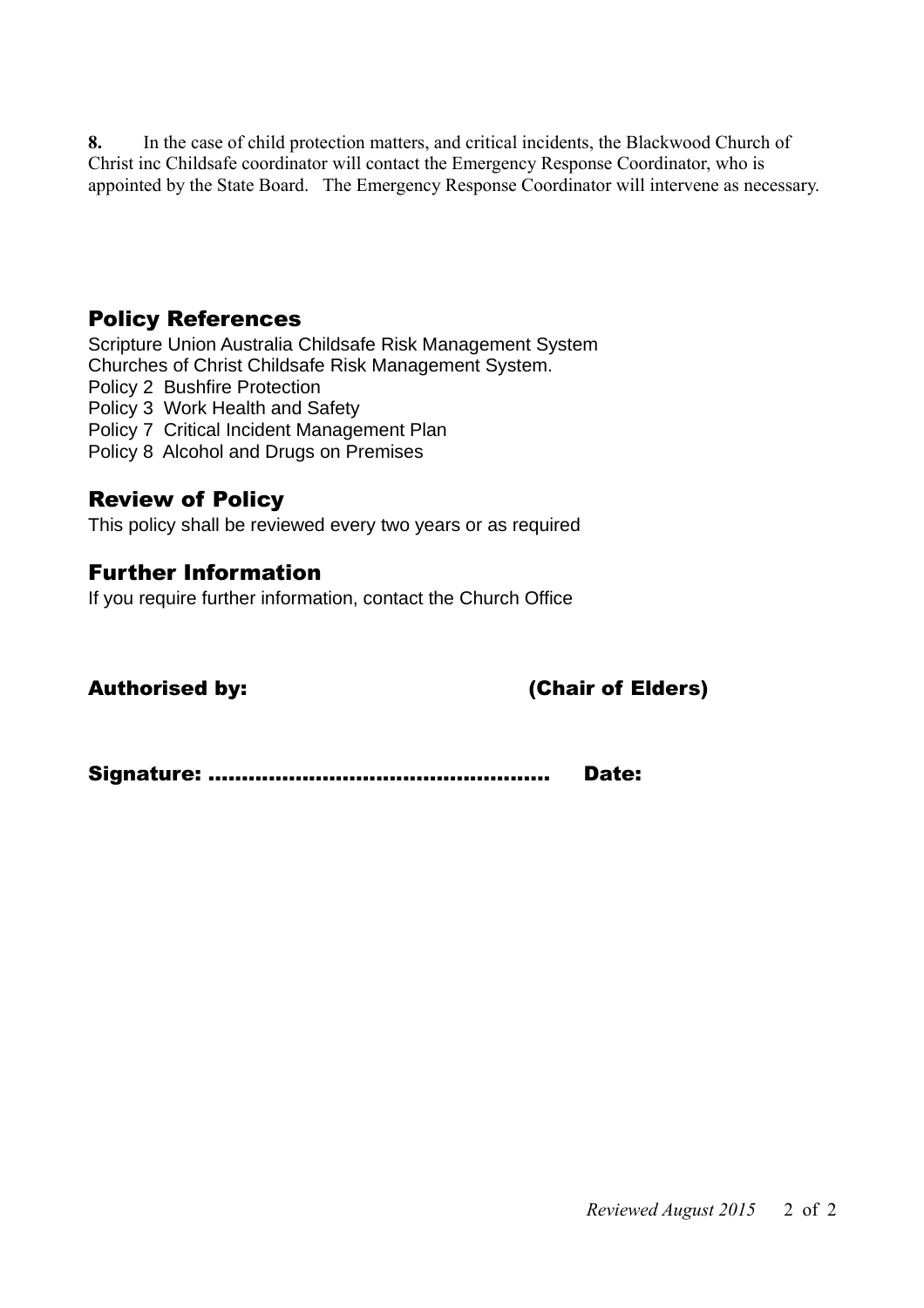**8.** In the case of child protection matters, and critical incidents, the Blackwood Church of Christ inc Childsafe coordinator will contact the Emergency Response Coordinator, who is appointed by the State Board. The Emergency Response Coordinator will intervene as necessary.

## Policy References

Scripture Union Australia Childsafe Risk Management System
Churches of Christ Childsafe Risk Management System.
Policy 2 Bushfire Protection
Policy 3 Work Health and Safety
Policy 7 Critical Incident Management Plan
Policy 8 Alcohol and Drugs on Premises

## Review of Policy

This policy shall be reviewed every two years or as required

## Further Information

If you require further information, contact the Church Office

**Authorised by:** **(Chair of Elders)**

**Signature: ……………………………………………. Date:**

*Reviewed August 2015*